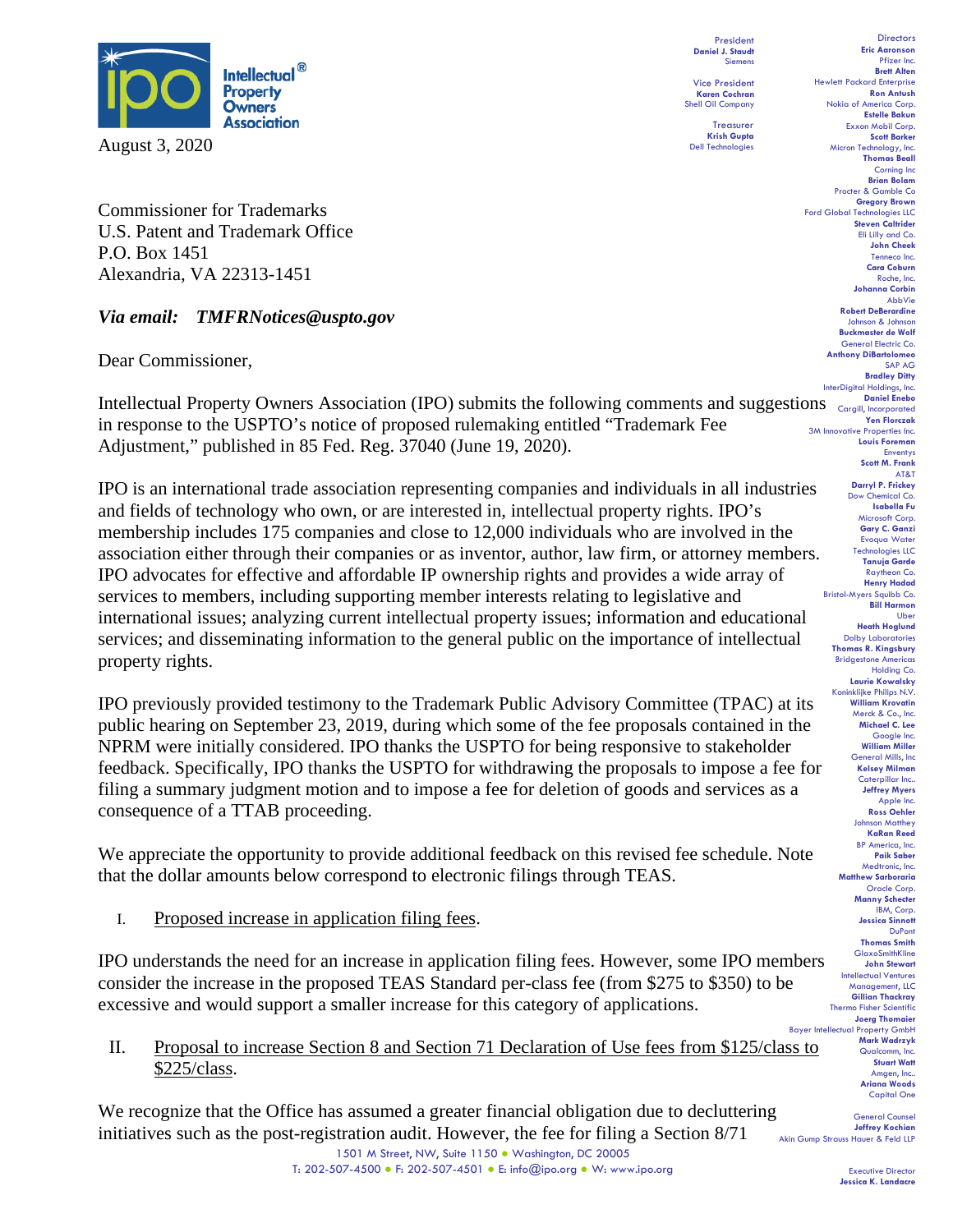**Intellectual Property Owners Association**

President
**Daniel J. Staudt**
Siemens

Vice President
**Karen Cochran**
Shell Oil Company

Treasurer
**Krish Gupta**
Dell Technologies

Directors
**Eric Aaronson**, Pfizer Inc.
**Brett Alten**, Hewlett Packard Enterprise
**Ron Antush**, Nokia of America Corp.
**Estelle Bakun**, Exxon Mobil Corp.
**Scott Barker**, Micron Technology, Inc.
**Thomas Beall**, Corning Inc
**Brian Bolam**, Procter & Gamble Co
**Gregory Brown**, Ford Global Technologies LLC
**Steven Caltrider**, Eli Lilly and Co.
**John Cheek**, Tenneco Inc.
**Cara Coburn**, Roche, Inc.
**Johanna Corbin**, AbbVie
**Robert DeBerardine**, Johnson & Johnson
**Buckmaster de Wolf**, General Electric Co.
**Anthony DiBartolomeo**, SAP AG
**Bradley Ditty**, InterDigital Holdings, Inc.
**Daniel Enebo**, Cargill, Incorporated
**Yen Florczak**, 3M Innovative Properties Inc.
**Louis Foreman**, Enventys
**Scott M. Frank**, AT&T
**Darryl P. Frickey**, Dow Chemical Co.
**Isabella Fu**, Microsoft Corp.
**Gary C. Ganzi**, Evoqua Water Technologies LLC
**Tanuja Garde**, Raytheon Co.
**Henry Hadad**, Bristol-Myers Squibb Co.
**Bill Harmon**, Uber
**Heath Hoglund**, Dolby Laboratories
**Thomas R. Kingsbury**, Bridgestone Americas Holding Co.
**Laurie Kowalsky**, Koninklijke Philips N.V.
**William Krovatin**, Merck & Co., Inc.
**Michael C. Lee**, Google Inc.
**William Miller**, General Mills, Inc
**Kelsey Milman**, Caterpillar Inc..
**Jeffrey Myers**, Apple Inc.
**Ross Oehler**, Johnson Matthey
**KaRan Reed**, BP America, Inc.
**Paik Saber**, Medtronic, Inc.
**Matthew Sarboraria**, Oracle Corp.
**Manny Schecter**, IBM, Corp.
**Jessica Sinnott**, DuPont
**Thomas Smith**, GlaxoSmithKline
**John Stewart**, Intellectual Ventures Management, LLC
**Gillian Thackray**, Thermo Fisher Scientific
**Joerg Thomaier**, Bayer Intellectual Property GmbH
**Mark Wadrzyk**, Qualcomm, Inc.
**Stuart Watt**, Amgen, Inc..
**Ariana Woods**, Capital One

General Counsel
**Jeffrey Kochian**
Akin Gump Strauss Hauer & Feld LLP

Executive Director
**Jessica K. Landacre**

August 3, 2020

Commissioner for Trademarks
U.S. Patent and Trademark Office
P.O. Box 1451
Alexandria, VA 22313-1451

***Via email: TMFRNotices@uspto.gov***

Dear Commissioner,

Intellectual Property Owners Association (IPO) submits the following comments and suggestions in response to the USPTO's notice of proposed rulemaking entitled "Trademark Fee Adjustment," published in 85 Fed. Reg. 37040 (June 19, 2020).

IPO is an international trade association representing companies and individuals in all industries and fields of technology who own, or are interested in, intellectual property rights. IPO's membership includes 175 companies and close to 12,000 individuals who are involved in the association either through their companies or as inventor, author, law firm, or attorney members. IPO advocates for effective and affordable IP ownership rights and provides a wide array of services to members, including supporting member interests relating to legislative and international issues; analyzing current intellectual property issues; information and educational services; and disseminating information to the general public on the importance of intellectual property rights.

IPO previously provided testimony to the Trademark Public Advisory Committee (TPAC) at its public hearing on September 23, 2019, during which some of the fee proposals contained in the NPRM were initially considered. IPO thanks the USPTO for being responsive to stakeholder feedback. Specifically, IPO thanks the USPTO for withdrawing the proposals to impose a fee for filing a summary judgment motion and to impose a fee for deletion of goods and services as a consequence of a TTAB proceeding.

We appreciate the opportunity to provide additional feedback on this revised fee schedule. Note that the dollar amounts below correspond to electronic filings through TEAS.

I. <u>Proposed increase in application filing fees</u>.

IPO understands the need for an increase in application filing fees. However, some IPO members consider the increase in the proposed TEAS Standard per-class fee (from $275 to $350) to be excessive and would support a smaller increase for this category of applications.

II. <u>Proposal to increase Section 8 and Section 71 Declaration of Use fees from $125/class to $225/class</u>.

We recognize that the Office has assumed a greater financial obligation due to decluttering initiatives such as the post-registration audit. However, the fee for filing a Section 8/71

1501 M Street, NW, Suite 1150 • Washington, DC 20005
T: 202-507-4500 • F: 202-507-4501 • E: info@ipo.org • W: www.ipo.org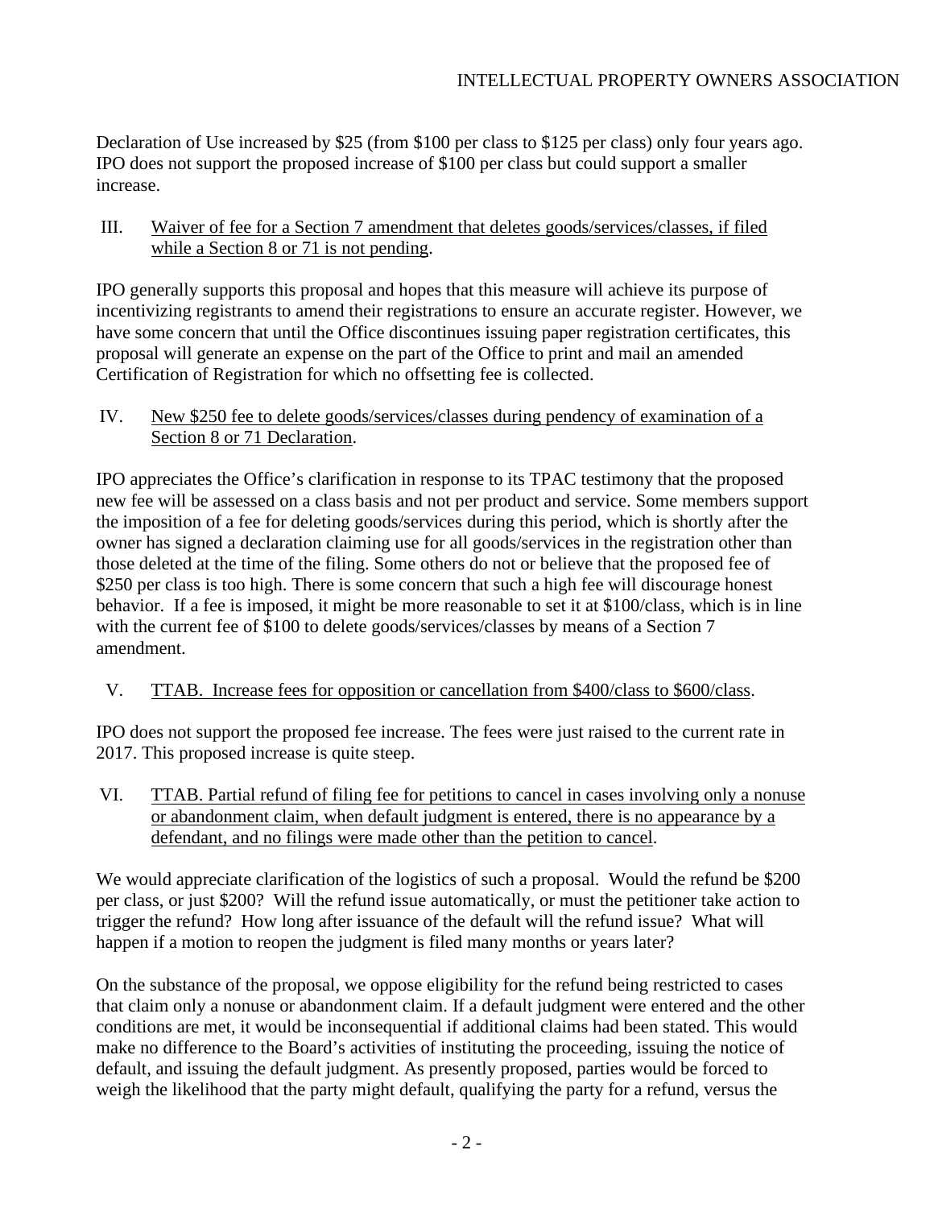Declaration of Use increased by $25 (from $100 per class to $125 per class) only four years ago. IPO does not support the proposed increase of $100 per class but could support a smaller increase.

III. <u>Waiver of fee for a Section 7 amendment that deletes goods/services/classes, if filed while a Section 8 or 71 is not pending</u>.

IPO generally supports this proposal and hopes that this measure will achieve its purpose of incentivizing registrants to amend their registrations to ensure an accurate register. However, we have some concern that until the Office discontinues issuing paper registration certificates, this proposal will generate an expense on the part of the Office to print and mail an amended Certification of Registration for which no offsetting fee is collected.

IV. <u>New $250 fee to delete goods/services/classes during pendency of examination of a Section 8 or 71 Declaration</u>.

IPO appreciates the Office's clarification in response to its TPAC testimony that the proposed new fee will be assessed on a class basis and not per product and service. Some members support the imposition of a fee for deleting goods/services during this period, which is shortly after the owner has signed a declaration claiming use for all goods/services in the registration other than those deleted at the time of the filing. Some others do not or believe that the proposed fee of $250 per class is too high. There is some concern that such a high fee will discourage honest behavior. If a fee is imposed, it might be more reasonable to set it at $100/class, which is in line with the current fee of $100 to delete goods/services/classes by means of a Section 7 amendment.

V. <u>TTAB. Increase fees for opposition or cancellation from $400/class to $600/class</u>.

IPO does not support the proposed fee increase. The fees were just raised to the current rate in 2017. This proposed increase is quite steep.

VI. <u>TTAB. Partial refund of filing fee for petitions to cancel in cases involving only a nonuse or abandonment claim, when default judgment is entered, there is no appearance by a defendant, and no filings were made other than the petition to cancel</u>.

We would appreciate clarification of the logistics of such a proposal. Would the refund be $200 per class, or just $200? Will the refund issue automatically, or must the petitioner take action to trigger the refund? How long after issuance of the default will the refund issue? What will happen if a motion to reopen the judgment is filed many months or years later?

On the substance of the proposal, we oppose eligibility for the refund being restricted to cases that claim only a nonuse or abandonment claim. If a default judgment were entered and the other conditions are met, it would be inconsequential if additional claims had been stated. This would make no difference to the Board's activities of instituting the proceeding, issuing the notice of default, and issuing the default judgment. As presently proposed, parties would be forced to weigh the likelihood that the party might default, qualifying the party for a refund, versus the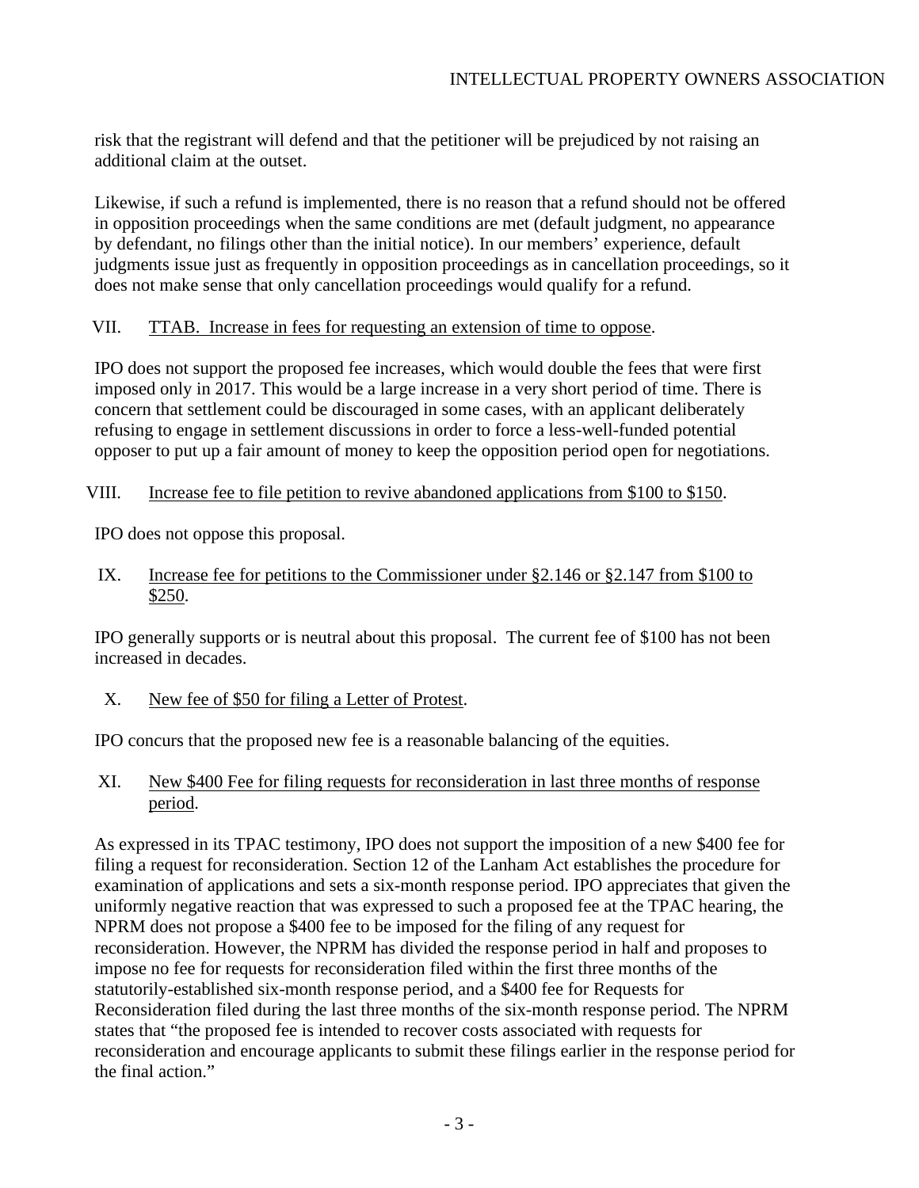risk that the registrant will defend and that the petitioner will be prejudiced by not raising an additional claim at the outset.

Likewise, if such a refund is implemented, there is no reason that a refund should not be offered in opposition proceedings when the same conditions are met (default judgment, no appearance by defendant, no filings other than the initial notice). In our members' experience, default judgments issue just as frequently in opposition proceedings as in cancellation proceedings, so it does not make sense that only cancellation proceedings would qualify for a refund.

## VII. TTAB. Increase in fees for requesting an extension of time to oppose.

IPO does not support the proposed fee increases, which would double the fees that were first imposed only in 2017. This would be a large increase in a very short period of time. There is concern that settlement could be discouraged in some cases, with an applicant deliberately refusing to engage in settlement discussions in order to force a less-well-funded potential opposer to put up a fair amount of money to keep the opposition period open for negotiations.

## VIII. Increase fee to file petition to revive abandoned applications from $100 to $150.

IPO does not oppose this proposal.

## IX. Increase fee for petitions to the Commissioner under §2.146 or §2.147 from $100 to $250.

IPO generally supports or is neutral about this proposal. The current fee of $100 has not been increased in decades.

## X. New fee of $50 for filing a Letter of Protest.

IPO concurs that the proposed new fee is a reasonable balancing of the equities.

## XI. New $400 Fee for filing requests for reconsideration in last three months of response period.

As expressed in its TPAC testimony, IPO does not support the imposition of a new $400 fee for filing a request for reconsideration. Section 12 of the Lanham Act establishes the procedure for examination of applications and sets a six-month response period. IPO appreciates that given the uniformly negative reaction that was expressed to such a proposed fee at the TPAC hearing, the NPRM does not propose a $400 fee to be imposed for the filing of any request for reconsideration. However, the NPRM has divided the response period in half and proposes to impose no fee for requests for reconsideration filed within the first three months of the statutorily-established six-month response period, and a $400 fee for Requests for Reconsideration filed during the last three months of the six-month response period. The NPRM states that "the proposed fee is intended to recover costs associated with requests for reconsideration and encourage applicants to submit these filings earlier in the response period for the final action."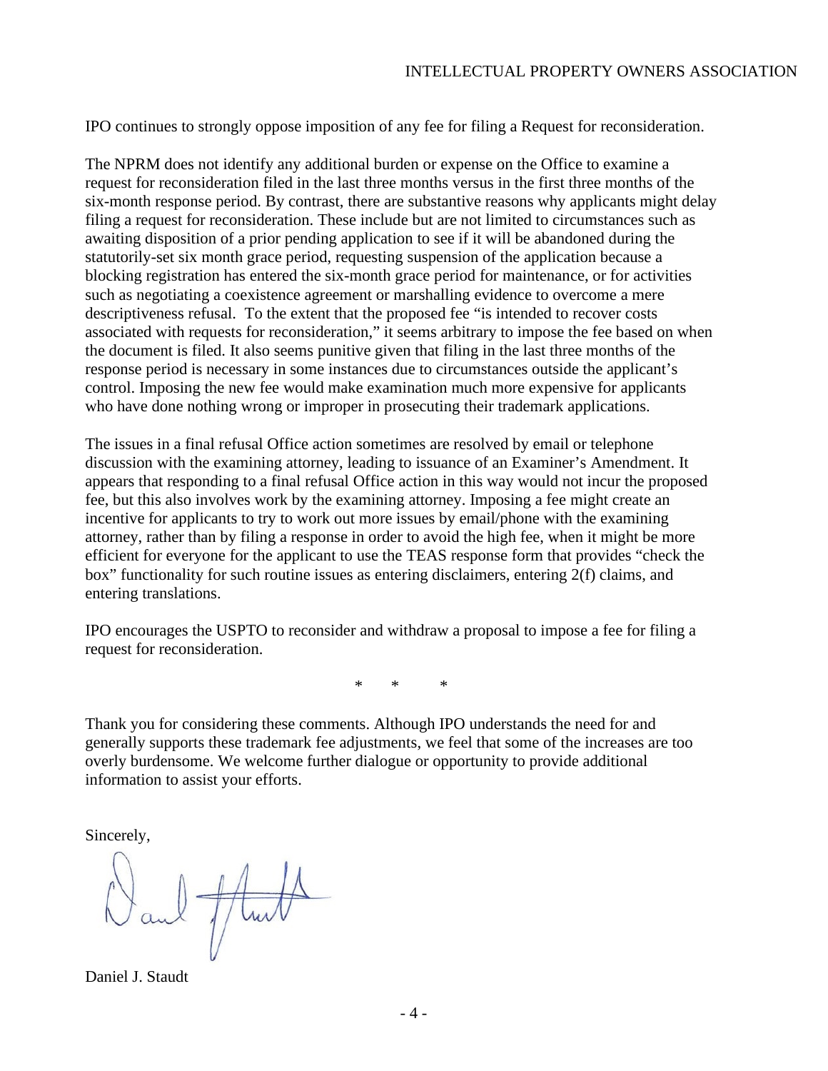IPO continues to strongly oppose imposition of any fee for filing a Request for reconsideration.

The NPRM does not identify any additional burden or expense on the Office to examine a request for reconsideration filed in the last three months versus in the first three months of the six-month response period. By contrast, there are substantive reasons why applicants might delay filing a request for reconsideration. These include but are not limited to circumstances such as awaiting disposition of a prior pending application to see if it will be abandoned during the statutorily-set six month grace period, requesting suspension of the application because a blocking registration has entered the six-month grace period for maintenance, or for activities such as negotiating a coexistence agreement or marshalling evidence to overcome a mere descriptiveness refusal. To the extent that the proposed fee "is intended to recover costs associated with requests for reconsideration," it seems arbitrary to impose the fee based on when the document is filed. It also seems punitive given that filing in the last three months of the response period is necessary in some instances due to circumstances outside the applicant's control. Imposing the new fee would make examination much more expensive for applicants who have done nothing wrong or improper in prosecuting their trademark applications.

The issues in a final refusal Office action sometimes are resolved by email or telephone discussion with the examining attorney, leading to issuance of an Examiner's Amendment. It appears that responding to a final refusal Office action in this way would not incur the proposed fee, but this also involves work by the examining attorney. Imposing a fee might create an incentive for applicants to try to work out more issues by email/phone with the examining attorney, rather than by filing a response in order to avoid the high fee, when it might be more efficient for everyone for the applicant to use the TEAS response form that provides "check the box" functionality for such routine issues as entering disclaimers, entering 2(f) claims, and entering translations.

IPO encourages the USPTO to reconsider and withdraw a proposal to impose a fee for filing a request for reconsideration.

\* \* \*

Thank you for considering these comments. Although IPO understands the need for and generally supports these trademark fee adjustments, we feel that some of the increases are too overly burdensome. We welcome further dialogue or opportunity to provide additional information to assist your efforts.

Sincerely,

Daniel J. Staudt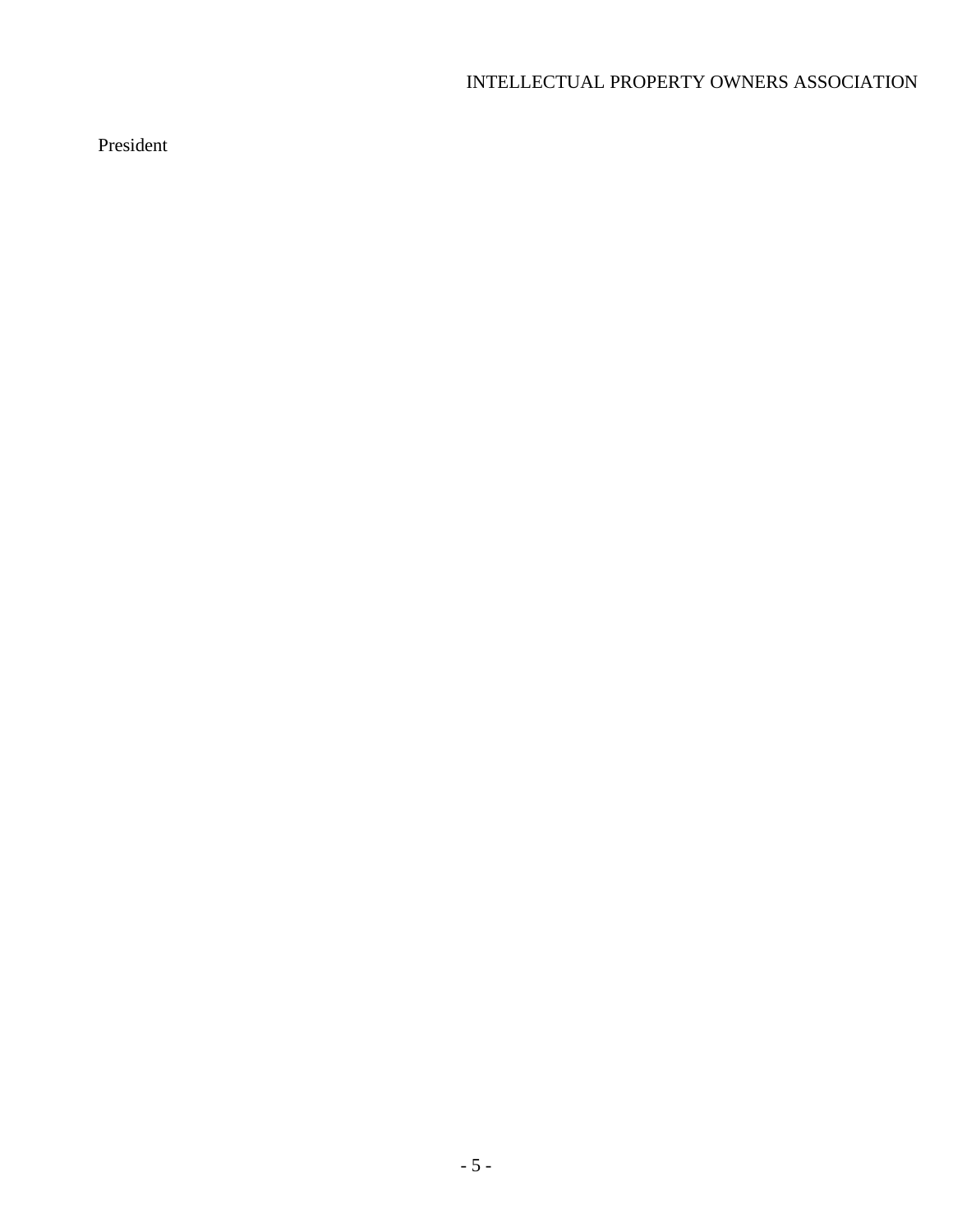INTELLECTUAL PROPERTY OWNERS ASSOCIATION

President